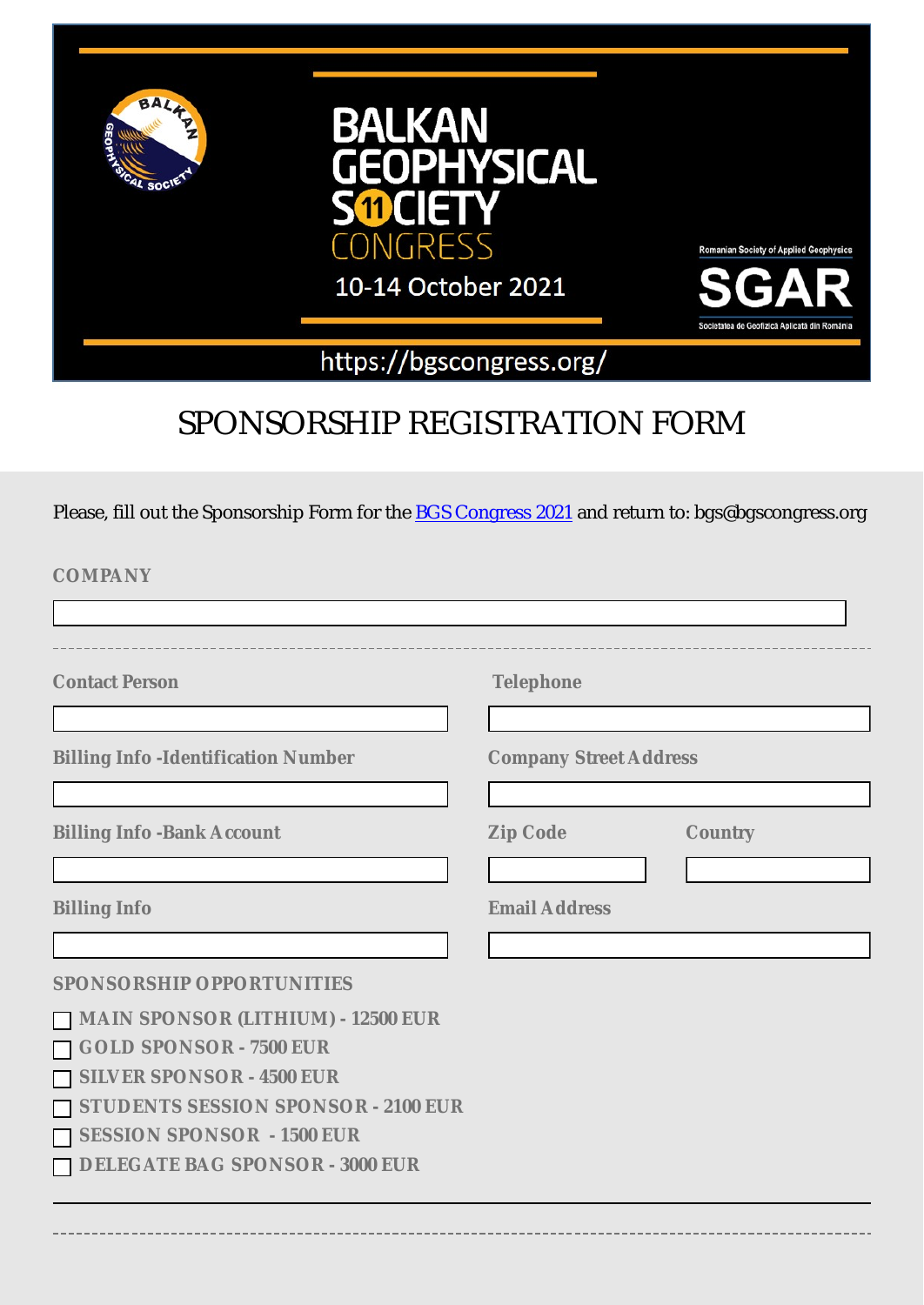BALKAN GEOPHYSICAL SOCIETY 11 CONGRESS

10-14 October 2021

Romanian Society of Applied Geophysics

SGAR

Societatea de Geofizică Aplicată din România

https://bgscongress.org/

# SPONSORSHIP REGISTRATION FORM

Please, fill out the Sponsorship Form for the [BGS Congress 2021](https://bgscongress.org/) and return to: bgs@bgscongress.org

**COMPANY**

---

**Contact Person**

**Telephone**

**Billing Info -Identification Number**

**Company Street Address**

**Billing Info -Bank Account**

**Zip Code**

**Country**

**Billing Info**

**Email Address**

**SPONSORSHIP OPPORTUNITIES**

- ☐ MAIN SPONSOR (LITHIUM) - 12500 EUR
- ☐ GOLD SPONSOR - 7500 EUR
- ☐ SILVER SPONSOR - 4500 EUR
- ☐ STUDENTS SESSION SPONSOR - 2100 EUR
- ☐ SESSION SPONSOR - 1500 EUR
- ☐ DELEGATE BAG SPONSOR - 3000 EUR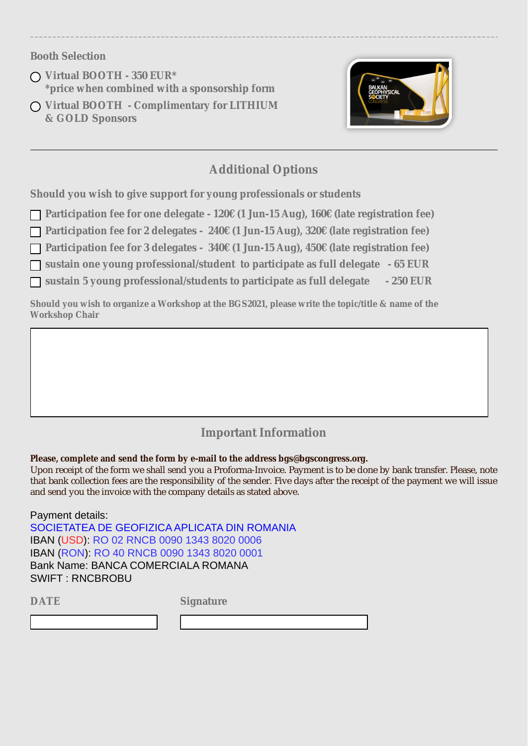**Booth Selection**

- ○ **Virtual BOOTH - 350 EUR***
  ***price when combined with a sponsorship form**
- ○ **Virtual BOOTH - Complimentary for LITHIUM & GOLD Sponsors**

## Additional Options

**Should you wish to give support for young professionals or students**

- ☐ **Participation fee for one delegate - 120€ (1 Jun-15 Aug), 160€ (late registration fee)**
- ☐ **Participation fee for 2 delegates - 240€ (1 Jun-15 Aug), 320€ (late registration fee)**
- ☐ **Participation fee for 3 delegates - 340€ (1 Jun-15 Aug), 450€ (late registration fee)**
- ☐ **sustain one young professional/student to participate as full delegate - 65 EUR**
- ☐ **sustain 5 young professional/students to participate as full delegate - 250 EUR**

**Should you wish to organize a Workshop at the BGS2021, please write the topic/title & name of the Workshop Chair**

## Important Information

**Please, complete and send the form by e-mail to the address bgs@bgscongress.org.**
Upon receipt of the form we shall send you a Proforma-Invoice. Payment is to be done by bank transfer. Please, note that bank collection fees are the responsibility of the sender. Five days after the receipt of the payment we will issue and send you the invoice with the company details as stated above.

Payment details:
SOCIETATEA DE GEOFIZICA APLICATA DIN ROMANIA
IBAN (USD): RO 02 RNCB 0090 1343 8020 0006
IBAN (RON): RO 40 RNCB 0090 1343 8020 0001
Bank Name: BANCA COMERCIALA ROMANA
SWIFT : RNCBROBU

**DATE** **Signature**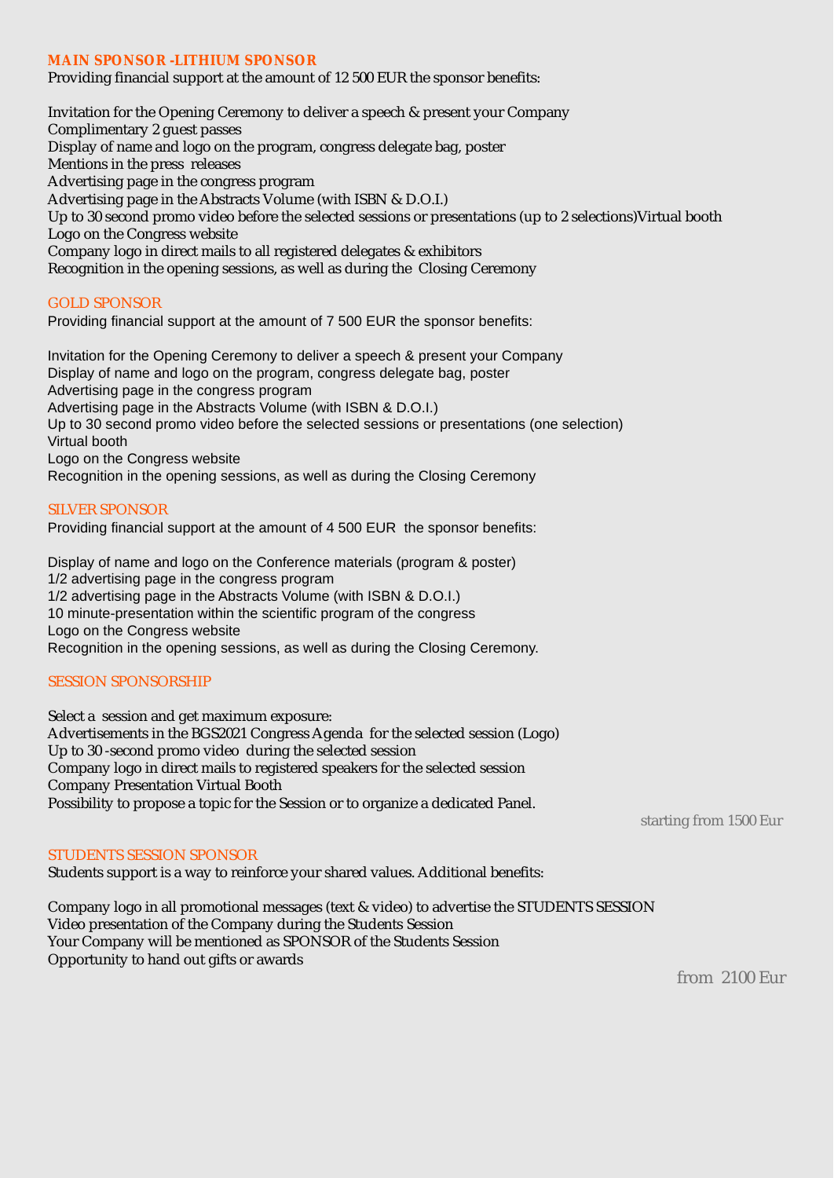## MAIN SPONSOR -LITHIUM SPONSOR

Providing financial support at the amount of 12 500 EUR the sponsor benefits:

Invitation for the Opening Ceremony to deliver a speech & present your Company
Complimentary 2 guest passes
Display of name and logo on the program, congress delegate bag, poster
Mentions in the press releases
Advertising page in the congress program
Advertising page in the Abstracts Volume (with ISBN & D.O.I.)
Up to 30 second promo video before the selected sessions or presentations (up to 2 selections)Virtual booth
Logo on the Congress website
Company logo in direct mails to all registered delegates & exhibitors
Recognition in the opening sessions, as well as during the Closing Ceremony

## GOLD SPONSOR

Providing financial support at the amount of 7 500 EUR the sponsor benefits:

Invitation for the Opening Ceremony to deliver a speech & present your Company
Display of name and logo on the program, congress delegate bag, poster
Advertising page in the congress program
Advertising page in the Abstracts Volume (with ISBN & D.O.I.)
Up to 30 second promo video before the selected sessions or presentations (one selection)
Virtual booth
Logo on the Congress website
Recognition in the opening sessions, as well as during the Closing Ceremony

## SILVER SPONSOR

Providing financial support at the amount of 4 500 EUR the sponsor benefits:

Display of name and logo on the Conference materials (program & poster)
1/2 advertising page in the congress program
1/2 advertising page in the Abstracts Volume (with ISBN & D.O.I.)
10 minute-presentation within the scientific program of the congress
Logo on the Congress website
Recognition in the opening sessions, as well as during the Closing Ceremony.

## SESSION SPONSORSHIP

Select a session and get maximum exposure:
Advertisements in the BGS2021 Congress Agenda for the selected session (Logo)
Up to 30 -second promo video during the selected session
Company logo in direct mails to registered speakers for the selected session
Company Presentation Virtual Booth
Possibility to propose a topic for the Session or to organize a dedicated Panel.

*starting from 1500 Eur*

## STUDENTS SESSION SPONSOR

Students support is a way to reinforce your shared values. Additional benefits:

Company logo in all promotional messages (text & video) to advertise the STUDENTS SESSION
Video presentation of the Company during the Students Session
Your Company will be mentioned as SPONSOR of the Students Session
Opportunity to hand out gifts or awards

*from 2100 Eur*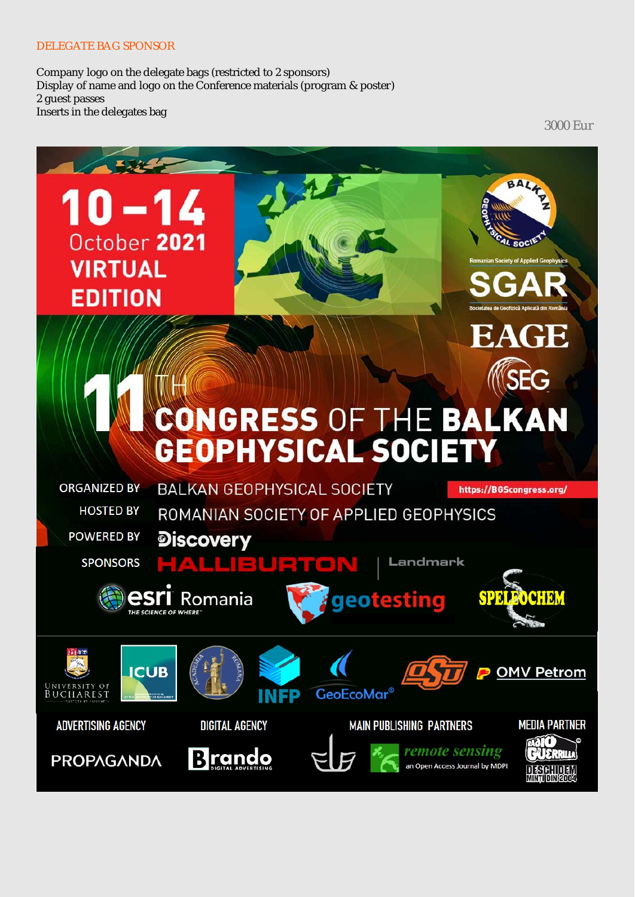DELEGATE BAG SPONSOR

Company logo on the delegate bags (restricted to 2 sponsors)
Display of name and logo on the Conference materials (program & poster)
2 guest passes
Inserts in the delegates bag

3000 Eur

10 – 14 October 2021
VIRTUAL EDITION

BALKAN GEOPHYSICAL SOCIETY

Romanian Society of Applied Geophysics
SGAR
Societatea de Geofizică Aplicată din România

EAGE

SEG

11TH CONGRESS OF THE BALKAN GEOPHYSICAL SOCIETY

ORGANIZED BY BALKAN GEOPHYSICAL SOCIETY

https://BGScongress.org/

HOSTED BY ROMANIAN SOCIETY OF APPLIED GEOPHYSICS

POWERED BY Discovery

SPONSORS HALLIBURTON | Landmark

esri Romania THE SCIENCE OF WHERE

geotesting

SPELEOCHEM

University of Bucharest

ICUB

ACADEMIA ROMANA

INFP

GeoEcoMar

OSU

OMV Petrom

ADVERTISING AGENCY
PROPAGANDA

DIGITAL AGENCY
Brando DIGITAL ADVERTISING

MAIN PUBLISHING PARTNERS
remote sensing an Open Access Journal by MDPI

MEDIA PARTNER
RADIO GUERRILLA DESCHIDEM MINTI DIN 2004